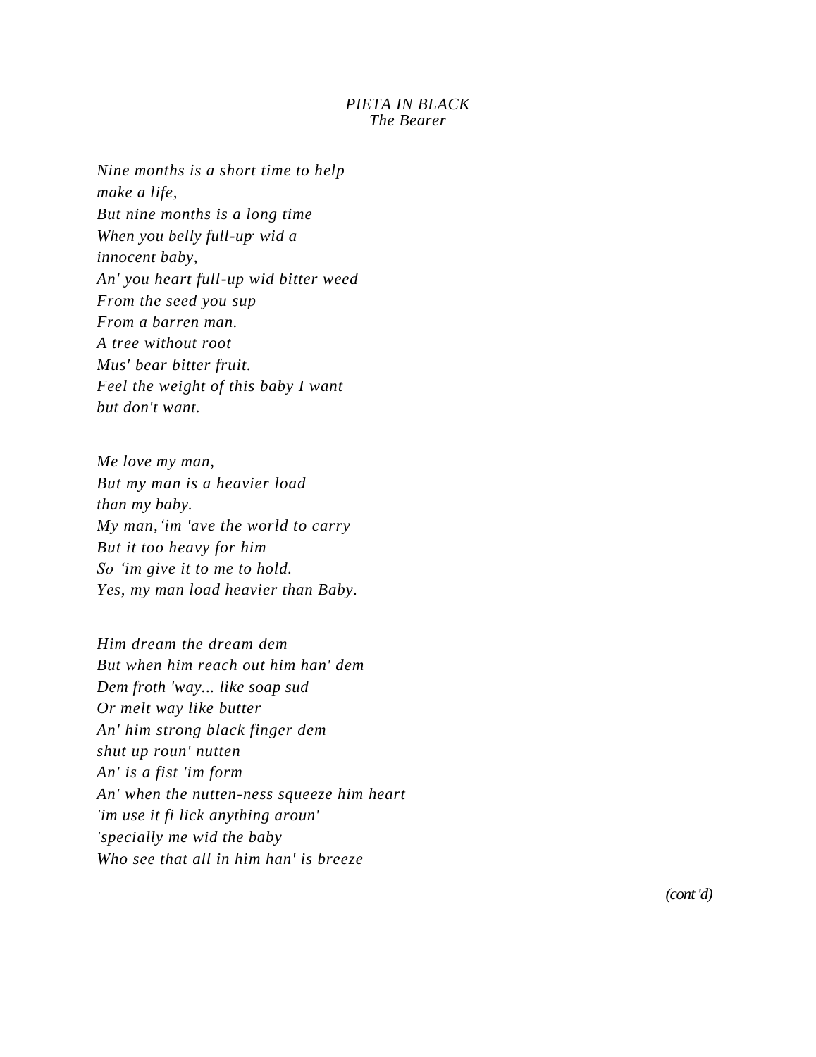*PIETA IN BLACK*
*The Bearer*

*Nine months is a short time to help*
*make a life,*
*But nine months is a long time*
*When you belly full-up wid a*
*innocent baby,*
*An' you heart full-up wid bitter weed*
*From the seed you sup*
*From a barren man.*
*A tree without root*
*Mus' bear bitter fruit.*
*Feel the weight of this baby I want*
*but don't want.*

*Me love my man,*
*But my man is a heavier load*
*than my baby.*
*My man, 'im 'ave the world to carry*
*But it too heavy for him*
*So 'im give it to me to hold.*
*Yes, my man load heavier than Baby.*

*Him dream the dream dem*
*But when him reach out him han' dem*
*Dem froth 'way... like soap sud*
*Or melt way like butter*
*An' him strong black finger dem*
*shut up roun' nutten*
*An' is a fist 'im form*
*An' when the nutten-ness squeeze him heart*
*'im use it fi lick anything aroun'*
*'specially me wid the baby*
*Who see that all in him han' is breeze*

*(cont'd)*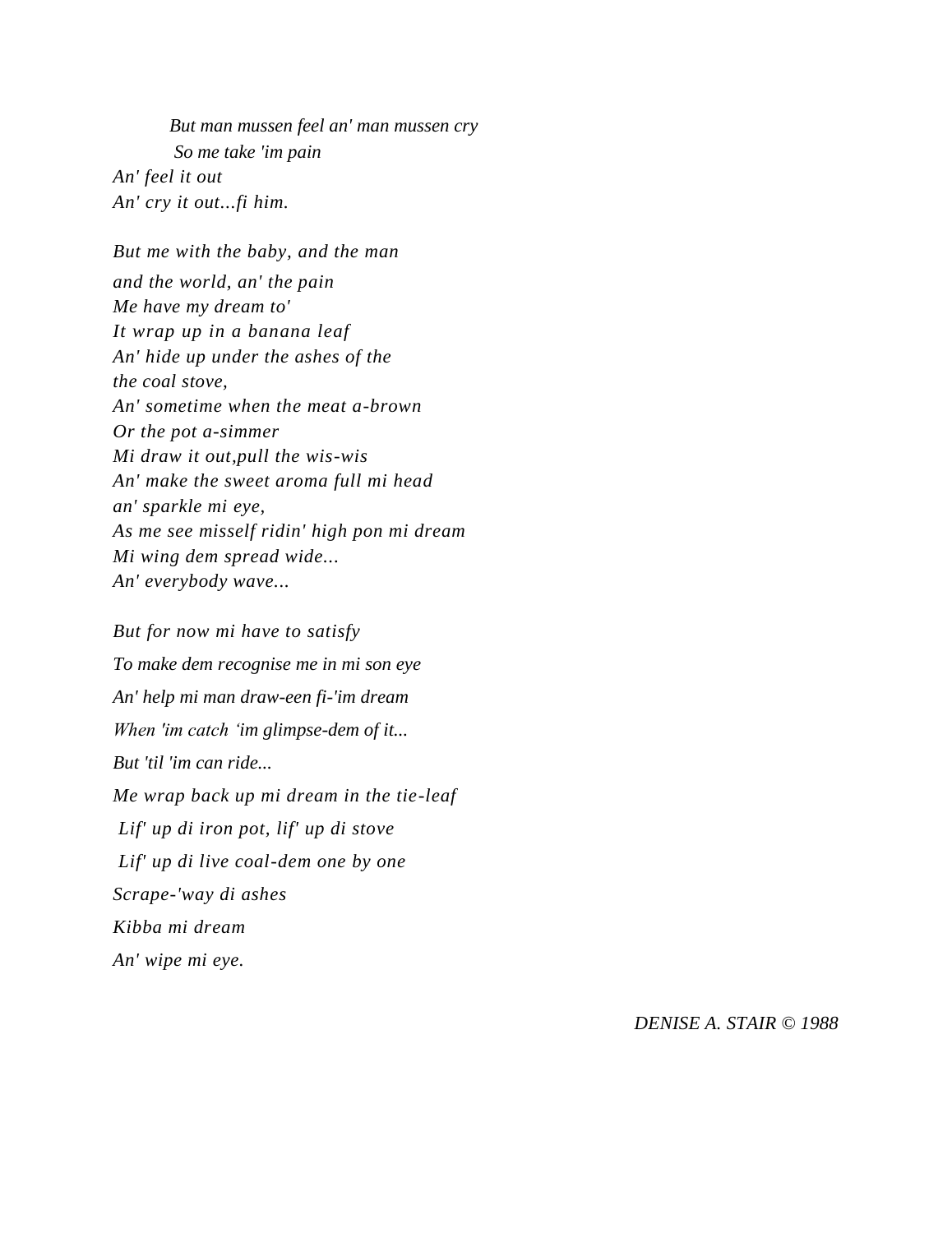*But man mussen feel an' man mussen cry*
*So me take 'im pain*
*An' feel it out*
*An' cry it out...fi him.*

*But me with the baby, and the man*
*and the world, an' the pain*
*Me have my dream to'*
*It wrap up in a banana leaf*
*An' hide up under the ashes of the*
*the coal stove,*
*An' sometime when the meat a-brown*
*Or the pot a-simmer*
*Mi draw it out,pull the wis-wis*
*An' make the sweet aroma full mi head*
*an' sparkle mi eye,*
*As me see misself ridin' high pon mi dream*
*Mi wing dem spread wide...*
*An' everybody wave...*

*But for now mi have to satisfy*
*To make dem recognise me in mi son eye*
*An' help mi man draw-een fi-'im dream*
*When 'im catch 'im glimpse-dem of it...*
*But 'til 'im can ride...*
*Me wrap back up mi dream in the tie-leaf*
*Lif' up di iron pot, lif' up di stove*
*Lif' up di live coal-dem one by one*
*Scrape-'way di ashes*
*Kibba mi dream*
*An' wipe mi eye.*

*DENISE A. STAIR © 1988*